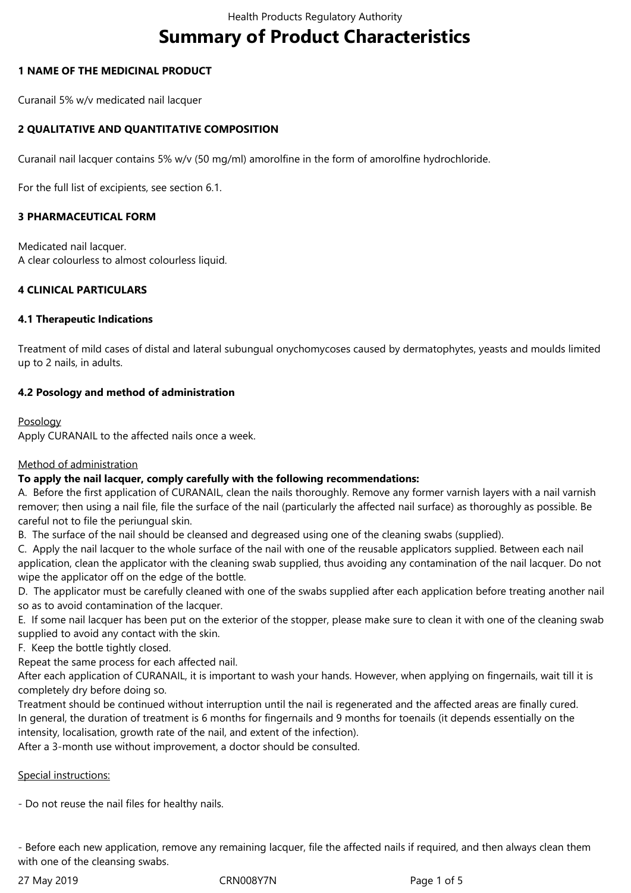# Summary of Product Characteristics

## 1 NAME OF THE MEDICINAL PRODUCT

Curanail 5% w/v medicated nail lacquer

## 2 QUALITATIVE AND QUANTITATIVE COMPOSITION

Curanail nail lacquer contains 5% w/v (50 mg/ml) amorolfine in the form of amorolfine hydrochloride.

For the full list of excipients, see section 6.1.

## 3 PHARMACEUTICAL FORM

Medicated nail lacquer.
A clear colourless to almost colourless liquid.

## 4 CLINICAL PARTICULARS

### 4.1 Therapeutic Indications

Treatment of mild cases of distal and lateral subungual onychomycoses caused by dermatophytes, yeasts and moulds limited up to 2 nails, in adults.

### 4.2 Posology and method of administration

Posology
Apply CURANAIL to the affected nails once a week.

Method of administration
**To apply the nail lacquer, comply carefully with the following recommendations:**
A. Before the first application of CURANAIL, clean the nails thoroughly. Remove any former varnish layers with a nail varnish remover; then using a nail file, file the surface of the nail (particularly the affected nail surface) as thoroughly as possible. Be careful not to file the periungual skin.
B. The surface of the nail should be cleansed and degreased using one of the cleaning swabs (supplied).
C. Apply the nail lacquer to the whole surface of the nail with one of the reusable applicators supplied. Between each nail application, clean the applicator with the cleaning swab supplied, thus avoiding any contamination of the nail lacquer. Do not wipe the applicator off on the edge of the bottle.
D. The applicator must be carefully cleaned with one of the swabs supplied after each application before treating another nail so as to avoid contamination of the lacquer.
E. If some nail lacquer has been put on the exterior of the stopper, please make sure to clean it with one of the cleaning swab supplied to avoid any contact with the skin.
F. Keep the bottle tightly closed.
Repeat the same process for each affected nail.
After each application of CURANAIL, it is important to wash your hands. However, when applying on fingernails, wait till it is completely dry before doing so.
Treatment should be continued without interruption until the nail is regenerated and the affected areas are finally cured.
In general, the duration of treatment is 6 months for fingernails and 9 months for toenails (it depends essentially on the intensity, localisation, growth rate of the nail, and extent of the infection).
After a 3-month use without improvement, a doctor should be consulted.

Special instructions:

- Do not reuse the nail files for healthy nails.

- Before each new application, remove any remaining lacquer, file the affected nails if required, and then always clean them with one of the cleansing swabs.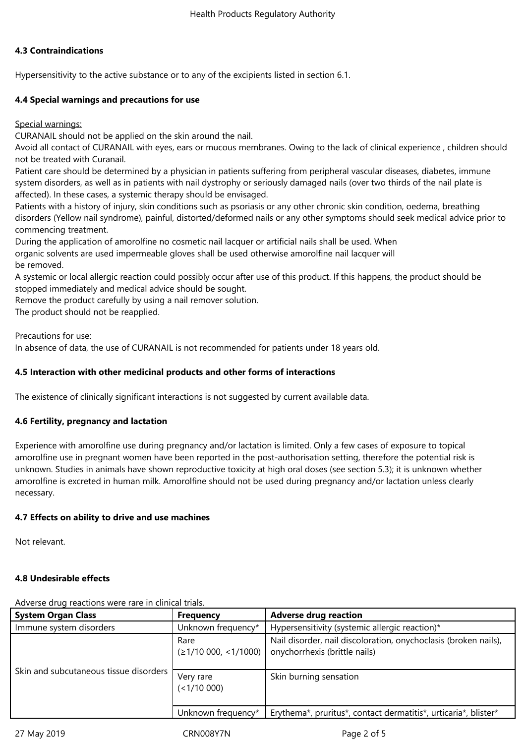### 4.3 Contraindications

Hypersensitivity to the active substance or to any of the excipients listed in section 6.1.

### 4.4 Special warnings and precautions for use

Special warnings:
CURANAIL should not be applied on the skin around the nail.
Avoid all contact of CURANAIL with eyes, ears or mucous membranes. Owing to the lack of clinical experience , children should not be treated with Curanail.
Patient care should be determined by a physician in patients suffering from peripheral vascular diseases, diabetes, immune system disorders, as well as in patients with nail dystrophy or seriously damaged nails (over two thirds of the nail plate is affected). In these cases, a systemic therapy should be envisaged.
Patients with a history of injury, skin conditions such as psoriasis or any other chronic skin condition, oedema, breathing disorders (Yellow nail syndrome), painful, distorted/deformed nails or any other symptoms should seek medical advice prior to commencing treatment.
During the application of amorolfine no cosmetic nail lacquer or artificial nails shall be used. When organic solvents are used impermeable gloves shall be used otherwise amorolfine nail lacquer will be removed.
A systemic or local allergic reaction could possibly occur after use of this product. If this happens, the product should be stopped immediately and medical advice should be sought.
Remove the product carefully by using a nail remover solution.
The product should not be reapplied.

Precautions for use:
In absence of data, the use of CURANAIL is not recommended for patients under 18 years old.

### 4.5 Interaction with other medicinal products and other forms of interactions

The existence of clinically significant interactions is not suggested by current available data.

### 4.6 Fertility, pregnancy and lactation

Experience with amorolfine use during pregnancy and/or lactation is limited. Only a few cases of exposure to topical amorolfine use in pregnant women have been reported in the post-authorisation setting, therefore the potential risk is unknown. Studies in animals have shown reproductive toxicity at high oral doses (see section 5.3); it is unknown whether amorolfine is excreted in human milk. Amorolfine should not be used during pregnancy and/or lactation unless clearly necessary.

### 4.7 Effects on ability to drive and use machines

Not relevant.

### 4.8 Undesirable effects

Adverse drug reactions were rare in clinical trials.

| System Organ Class | Frequency | Adverse drug reaction |
|---|---|---|
| Immune system disorders | Unknown frequency* | Hypersensitivity (systemic allergic reaction)* |
| Skin and subcutaneous tissue disorders | Rare (≥1/10 000, <1/1000) | Nail disorder, nail discoloration, onychoclasis (broken nails), onychorrhexis (brittle nails) |
| | Very rare (<1/10 000) | Skin burning sensation |
| | Unknown frequency* | Erythema*, pruritus*, contact dermatitis*, urticaria*, blister* |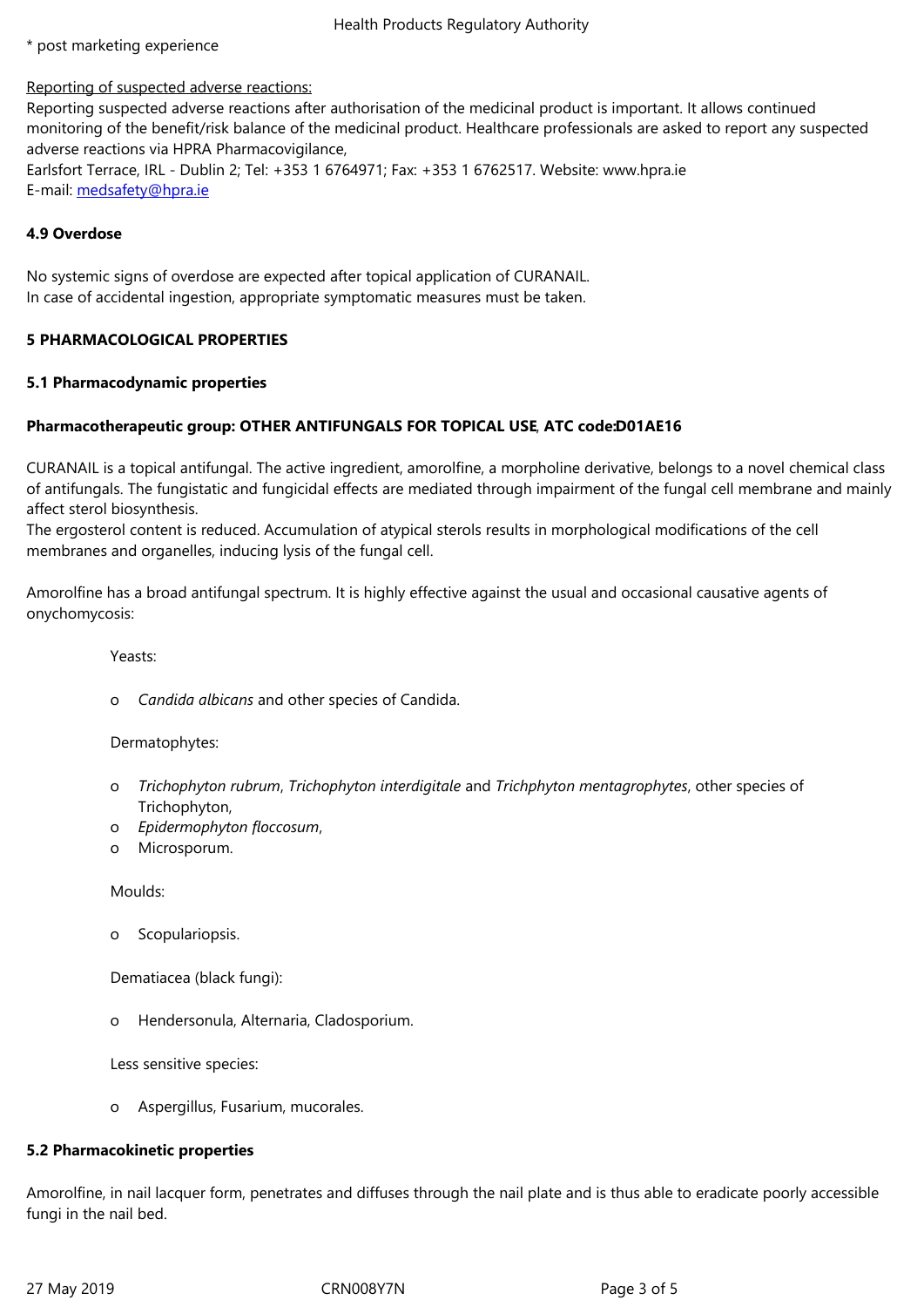* post marketing experience

Reporting of suspected adverse reactions:
Reporting suspected adverse reactions after authorisation of the medicinal product is important. It allows continued monitoring of the benefit/risk balance of the medicinal product. Healthcare professionals are asked to report any suspected adverse reactions via HPRA Pharmacovigilance,
Earlsfort Terrace, IRL - Dublin 2; Tel: +353 1 6764971; Fax: +353 1 6762517. Website: www.hpra.ie
E-mail: medsafety@hpra.ie

**4.9 Overdose**

No systemic signs of overdose are expected after topical application of CURANAIL.
In case of accidental ingestion, appropriate symptomatic measures must be taken.

**5 PHARMACOLOGICAL PROPERTIES**

**5.1 Pharmacodynamic properties**

**Pharmacotherapeutic group: OTHER ANTIFUNGALS FOR TOPICAL USE, ATC code:D01AE16**

CURANAIL is a topical antifungal. The active ingredient, amorolfine, a morpholine derivative, belongs to a novel chemical class of antifungals. The fungistatic and fungicidal effects are mediated through impairment of the fungal cell membrane and mainly affect sterol biosynthesis.
The ergosterol content is reduced. Accumulation of atypical sterols results in morphological modifications of the cell membranes and organelles, inducing lysis of the fungal cell.

Amorolfine has a broad antifungal spectrum. It is highly effective against the usual and occasional causative agents of onychomycosis:

Yeasts:

- *Candida albicans* and other species of Candida.

Dermatophytes:

- *Trichophyton rubrum*, *Trichophyton interdigitale* and *Trichphyton mentagrophytes*, other species of Trichophyton,
- *Epidermophyton floccosum*,
- Microsporum.

Moulds:

- Scopulariopsis.

Dematiacea (black fungi):

- Hendersonula, Alternaria, Cladosporium.

Less sensitive species:

- Aspergillus, Fusarium, mucorales.

**5.2 Pharmacokinetic properties**

Amorolfine, in nail lacquer form, penetrates and diffuses through the nail plate and is thus able to eradicate poorly accessible fungi in the nail bed.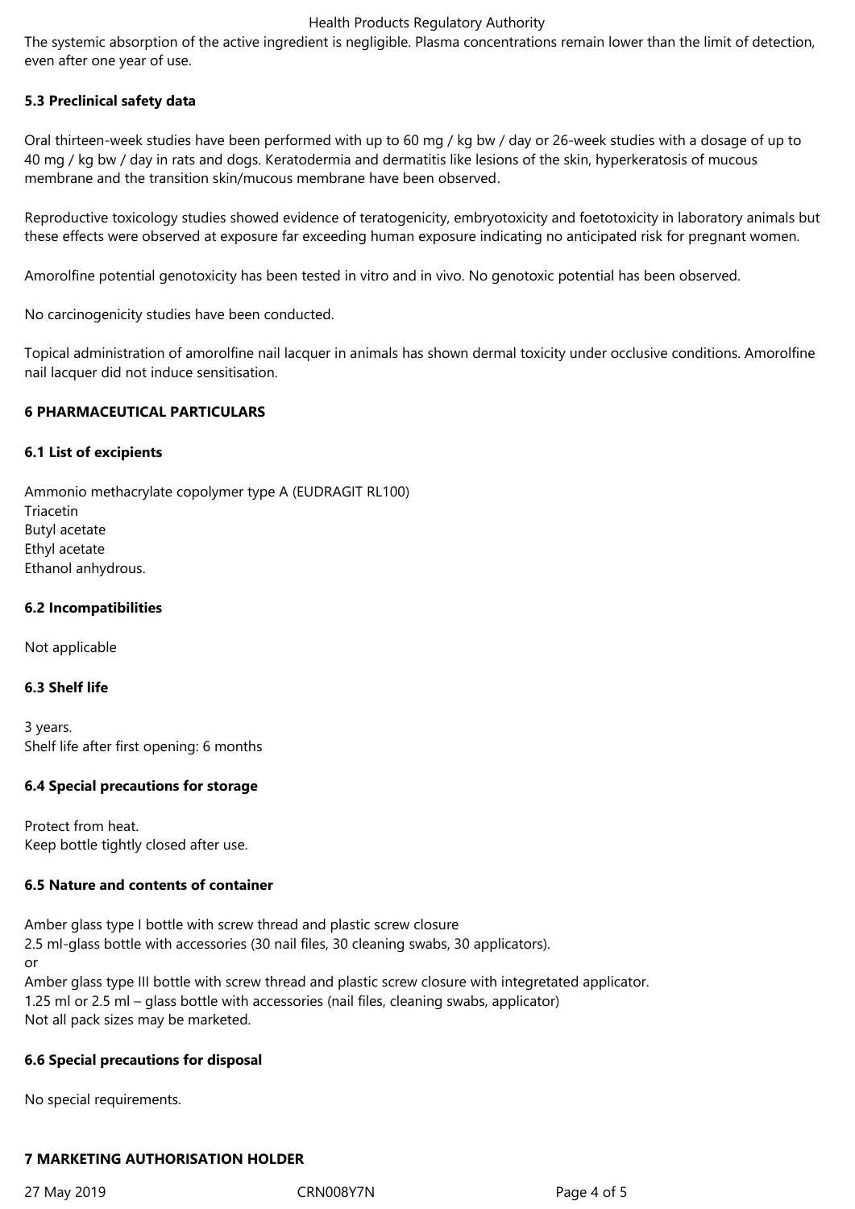The systemic absorption of the active ingredient is negligible. Plasma concentrations remain lower than the limit of detection, even after one year of use.

**5.3 Preclinical safety data**

Oral thirteen-week studies have been performed with up to 60 mg / kg bw / day or 26-week studies with a dosage of up to 40 mg / kg bw / day in rats and dogs. Keratodermia and dermatitis like lesions of the skin, hyperkeratosis of mucous membrane and the transition skin/mucous membrane have been observed.

Reproductive toxicology studies showed evidence of teratogenicity, embryotoxicity and foetotoxicity in laboratory animals but these effects were observed at exposure far exceeding human exposure indicating no anticipated risk for pregnant women.

Amorolfine potential genotoxicity has been tested in vitro and in vivo. No genotoxic potential has been observed.

No carcinogenicity studies have been conducted.

Topical administration of amorolfine nail lacquer in animals has shown dermal toxicity under occlusive conditions. Amorolfine nail lacquer did not induce sensitisation.

**6 PHARMACEUTICAL PARTICULARS**

**6.1 List of excipients**

Ammonio methacrylate copolymer type A (EUDRAGIT RL100)
Triacetin
Butyl acetate
Ethyl acetate
Ethanol anhydrous.

**6.2 Incompatibilities**

Not applicable

**6.3 Shelf life**

3 years.
Shelf life after first opening: 6 months

**6.4 Special precautions for storage**

Protect from heat.
Keep bottle tightly closed after use.

**6.5 Nature and contents of container**

Amber glass type I bottle with screw thread and plastic screw closure
2.5 ml-glass bottle with accessories (30 nail files, 30 cleaning swabs, 30 applicators).
or
Amber glass type III bottle with screw thread and plastic screw closure with integretated applicator.
1.25 ml or 2.5 ml – glass bottle with accessories (nail files, cleaning swabs, applicator)
Not all pack sizes may be marketed.

**6.6 Special precautions for disposal**

No special requirements.

**7 MARKETING AUTHORISATION HOLDER**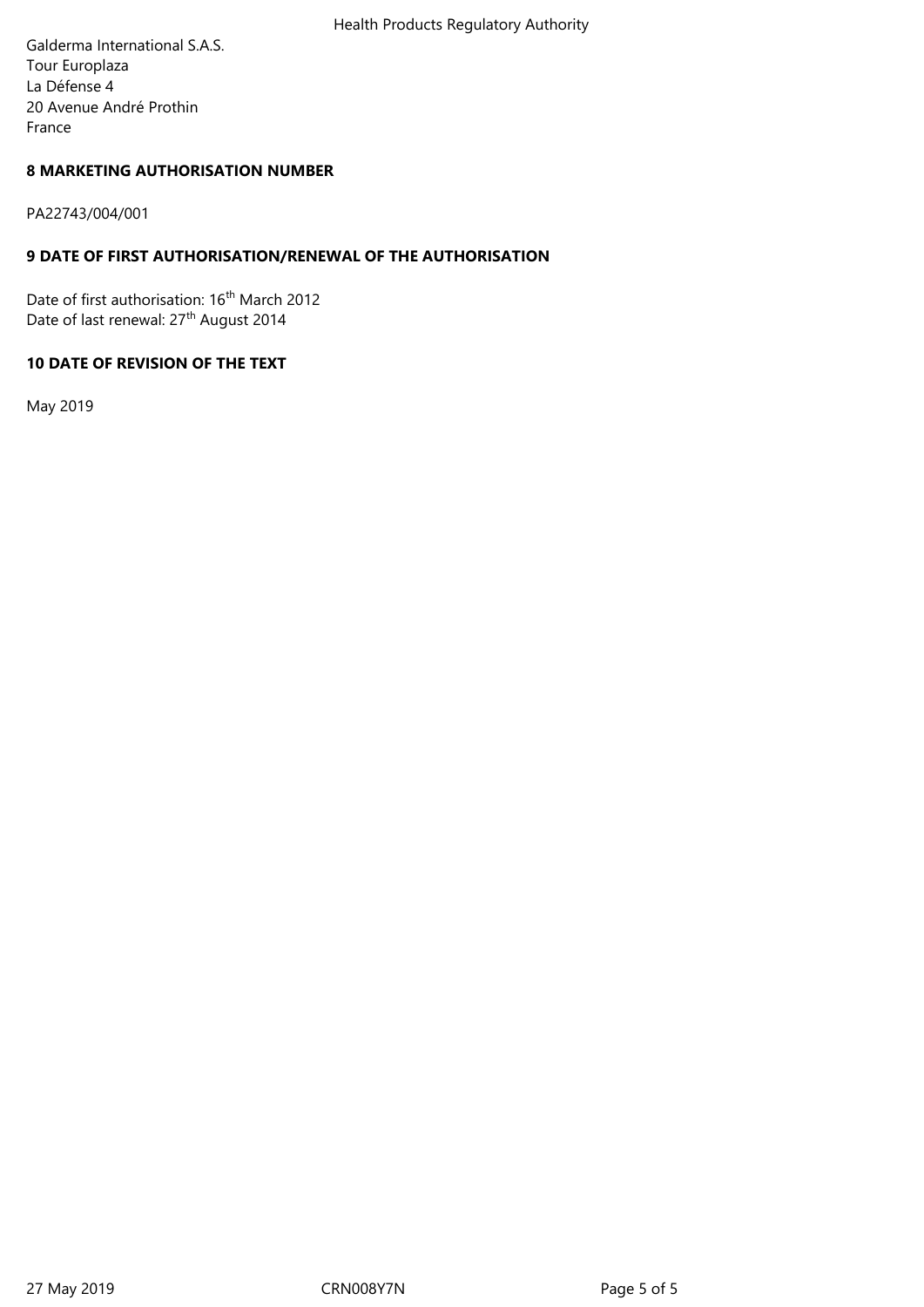Galderma International S.A.S.
Tour Europlaza
La Défense 4
20 Avenue André Prothin
France

## 8 MARKETING AUTHORISATION NUMBER

PA22743/004/001

## 9 DATE OF FIRST AUTHORISATION/RENEWAL OF THE AUTHORISATION

Date of first authorisation: 16th March 2012
Date of last renewal: 27th August 2014

## 10 DATE OF REVISION OF THE TEXT

May 2019